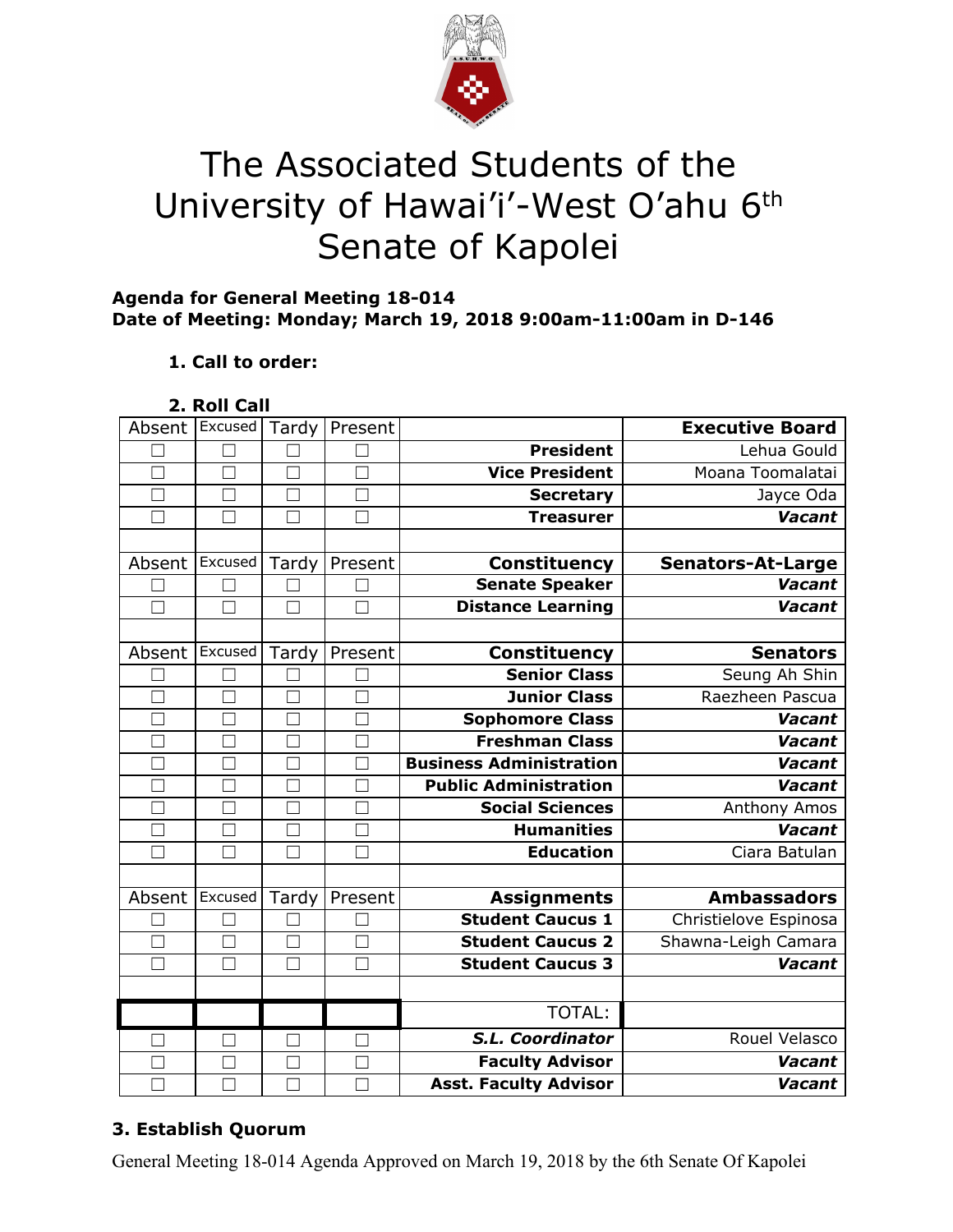# The Associated Students of the University of Hawai'i-West O'ahu 6th Senate of Kapolei

**Agenda for General Meeting 18-014**
**Date of Meeting: Monday; March 19, 2018 9:00am-11:00am in D-146**

**1. Call to order:**

**2. Roll Call**

| Absent | Excused | Tardy | Present | | Executive Board |
|---|---|---|---|---|---|
| ☐ | ☐ | ☐ | ☐ | **President** | Lehua Gould |
| ☐ | ☐ | ☐ | ☐ | **Vice President** | Moana Toomalatai |
| ☐ | ☐ | ☐ | ☐ | **Secretary** | Jayce Oda |
| ☐ | ☐ | ☐ | ☐ | **Treasurer** | ***Vacant*** |
| | | | | | |
| Absent | Excused | Tardy | Present | **Constituency** | **Senators-At-Large** |
| ☐ | ☐ | ☐ | ☐ | **Senate Speaker** | ***Vacant*** |
| ☐ | ☐ | ☐ | ☐ | **Distance Learning** | ***Vacant*** |
| | | | | | |
| Absent | Excused | Tardy | Present | **Constituency** | **Senators** |
| ☐ | ☐ | ☐ | ☐ | **Senior Class** | Seung Ah Shin |
| ☐ | ☐ | ☐ | ☐ | **Junior Class** | Raezheen Pascua |
| ☐ | ☐ | ☐ | ☐ | **Sophomore Class** | ***Vacant*** |
| ☐ | ☐ | ☐ | ☐ | **Freshman Class** | ***Vacant*** |
| ☐ | ☐ | ☐ | ☐ | **Business Administration** | ***Vacant*** |
| ☐ | ☐ | ☐ | ☐ | **Public Administration** | ***Vacant*** |
| ☐ | ☐ | ☐ | ☐ | **Social Sciences** | Anthony Amos |
| ☐ | ☐ | ☐ | ☐ | **Humanities** | ***Vacant*** |
| ☐ | ☐ | ☐ | ☐ | **Education** | Ciara Batulan |
| | | | | | |
| Absent | Excused | Tardy | Present | **Assignments** | **Ambassadors** |
| ☐ | ☐ | ☐ | ☐ | **Student Caucus 1** | Christielove Espinosa |
| ☐ | ☐ | ☐ | ☐ | **Student Caucus 2** | Shawna-Leigh Camara |
| ☐ | ☐ | ☐ | ☐ | **Student Caucus 3** | ***Vacant*** |
| | | | | | |
| | | | | TOTAL: | |
| ☐ | ☐ | ☐ | ☐ | ***S.L. Coordinator*** | Rouel Velasco |
| ☐ | ☐ | ☐ | ☐ | **Faculty Advisor** | ***Vacant*** |
| ☐ | ☐ | ☐ | ☐ | **Asst. Faculty Advisor** | ***Vacant*** |

**3. Establish Quorum**

General Meeting 18-014 Agenda Approved on March 19, 2018 by the 6th Senate Of Kapolei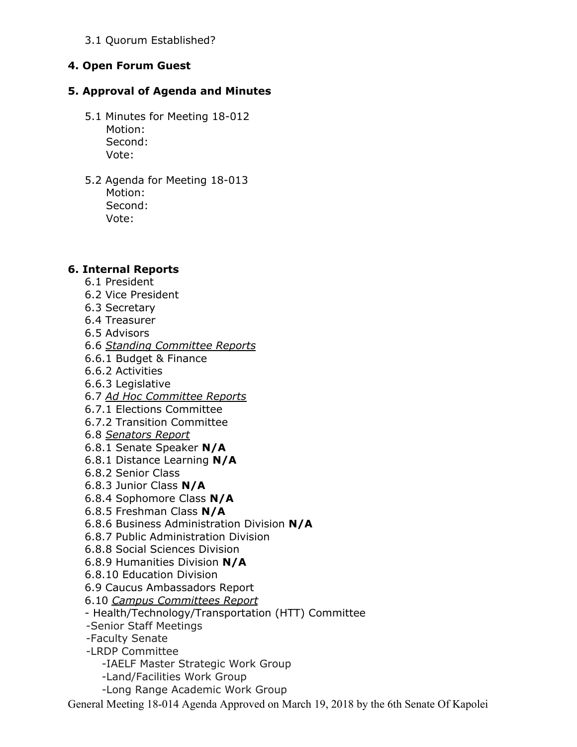3.1 Quorum Established?

**4. Open Forum Guest**

**5. Approval of Agenda and Minutes**

5.1 Minutes for Meeting 18-012
Motion:
Second:
Vote:

5.2 Agenda for Meeting 18-013
Motion:
Second:
Vote:

**6. Internal Reports**

6.1 President
6.2 Vice President
6.3 Secretary
6.4 Treasurer
6.5 Advisors
6.6 *Standing Committee Reports*
6.6.1 Budget & Finance
6.6.2 Activities
6.6.3 Legislative
6.7 *Ad Hoc Committee Reports*
6.7.1 Elections Committee
6.7.2 Transition Committee
6.8 *Senators Report*
6.8.1 Senate Speaker **N/A**
6.8.1 Distance Learning **N/A**
6.8.2 Senior Class
6.8.3 Junior Class **N/A**
6.8.4 Sophomore Class **N/A**
6.8.5 Freshman Class **N/A**
6.8.6 Business Administration Division **N/A**
6.8.7 Public Administration Division
6.8.8 Social Sciences Division
6.8.9 Humanities Division **N/A**
6.8.10 Education Division
6.9 Caucus Ambassadors Report
6.10 *Campus Committees Report*
- Health/Technology/Transportation (HTT) Committee
-Senior Staff Meetings
-Faculty Senate
-LRDP Committee
  -IAELF Master Strategic Work Group
  -Land/Facilities Work Group
  -Long Range Academic Work Group

General Meeting 18-014 Agenda Approved on March 19, 2018 by the 6th Senate Of Kapolei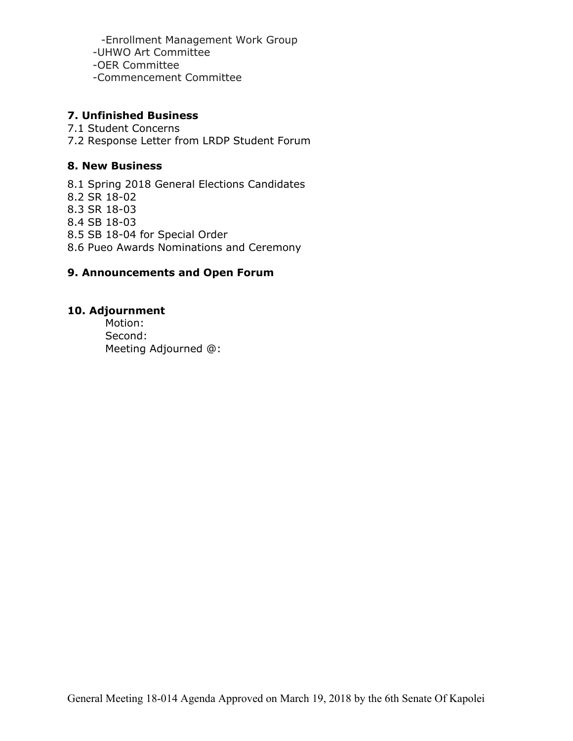- Enrollment Management Work Group
- UHWO Art Committee
- OER Committee
- Commencement Committee

**7. Unfinished Business**

7.1 Student Concerns
7.2 Response Letter from LRDP Student Forum

**8. New Business**

8.1 Spring 2018 General Elections Candidates
8.2 SR 18-02
8.3 SR 18-03
8.4 SB 18-03
8.5 SB 18-04 for Special Order
8.6 Pueo Awards Nominations and Ceremony

**9. Announcements and Open Forum**

**10. Adjournment**

Motion:
Second:
Meeting Adjourned @:

General Meeting 18-014 Agenda Approved on March 19, 2018 by the 6th Senate Of Kapolei